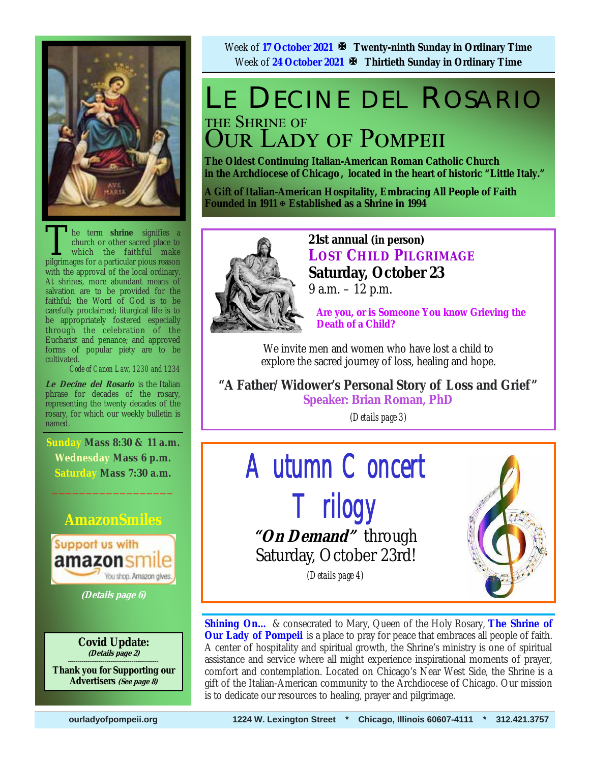Week of **17 October 2021** ✠ **Twenty-ninth Sunday in Ordinary Time**
Week of **24 October 2021** ✠ **Thirtieth Sunday in Ordinary Time**

# LE DECINE DEL ROSARIO

## THE SHRINE OF OUR LADY OF POMPEII

**The Oldest Continuing Italian-American Roman Catholic Church in the Archdiocese of Chicago, located in the heart of historic "Little Italy."**

**A Gift of Italian-American Hospitality, Embracing All People of Faith**
**Founded in 1911 ✠ Established as a Shrine in 1994**

The term **shrine** signifies a church or other sacred place to which the faithful make pilgrimages for a particular pious reason with the approval of the local ordinary. At shrines, more abundant means of salvation are to be provided for the faithful; the Word of God is to be carefully proclaimed; liturgical life is to be appropriately fostered especially through the celebration of the Eucharist and penance; and approved forms of popular piety are to be cultivated.

*Code of Canon Law, 1230 and 1234*

***Le Decine del Rosario*** is the Italian phrase for decades of the rosary, representing the twenty decades of the rosary, for which our weekly bulletin is named.

**Sunday Mass 8:30 & 11 a.m.**
**Wednesday Mass 6 p.m.**
**Saturday Mass 7:30 a.m.**

**AmazonSmiles**

Support us with amazonsmile — You shop. Amazon gives.

***(Details page 6)***

**Covid Update:**
***(Details page 2)***

**Thank you for Supporting our Advertisers *(See page 8)***

---

**21st annual (in person)**
### LOST CHILD PILGRIMAGE
**Saturday, October 23**
9 a.m. – 12 p.m.

**Are you, or is Someone You know Grieving the Death of a Child?**

We invite men and women who have lost a child to explore the sacred journey of loss, healing and hope.

**"A Father/Widower's Personal Story of Loss and Grief"**
**Speaker: Brian Roman, PhD**

*(Details page 3)*

---

## Autumn Concert Trilogy

***"On Demand"*** through Saturday, October 23rd!

*(Details page 4)*

---

**Shining On...** & consecrated to Mary, Queen of the Holy Rosary, **The Shrine of Our Lady of Pompeii** is a place to pray for peace that embraces all people of faith. A center of hospitality and spiritual growth, the Shrine's ministry is one of spiritual assistance and service where all might experience inspirational moments of prayer, comfort and contemplation. Located on Chicago's Near West Side, the Shrine is a gift of the Italian-American community to the Archdiocese of Chicago. Our mission is to dedicate our resources to healing, prayer and pilgrimage.

**ourladyofpompeii.org** **1224 W. Lexington Street * Chicago, Illinois 60607-4111 * 312.421.3757**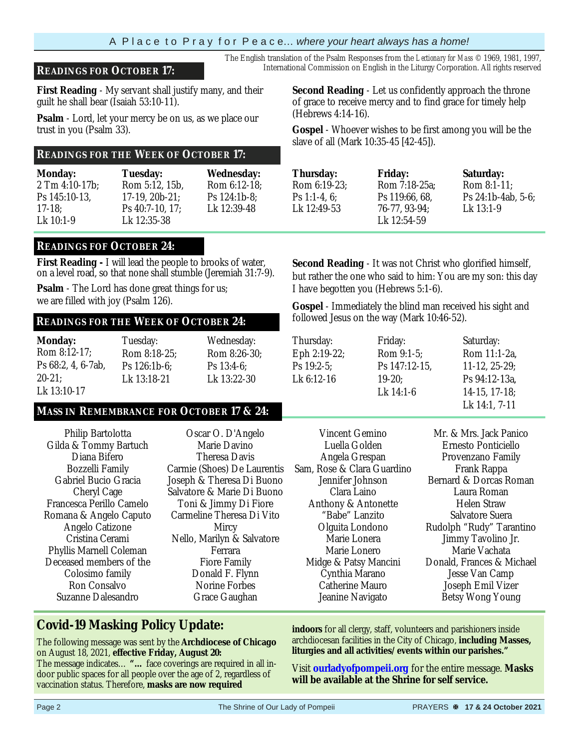The English translation of the Psalm Responses from the *Lectionary for Mass* © 1969, 1981, 1997, International Commission on English in the Liturgy Corporation. All rights reserved

## READINGS FOR OCTOBER 17:

**First Reading** - My servant shall justify many, and their guilt he shall bear (Isaiah 53:10-11).

**Psalm** - Lord, let your mercy be on us, as we place our trust in you (Psalm 33).

**Second Reading** - Let us confidently approach the throne of grace to receive mercy and to find grace for timely help (Hebrews 4:14-16).

**Gospel** - Whoever wishes to be first among you will be the slave of all (Mark 10:35-45 [42-45]).

## READINGS FOR THE WEEK OF OCTOBER 17:

| Monday: | Tuesday: | Wednesday: | Thursday: | Friday: | Saturday: |
|---|---|---|---|---|---|
| 2 Tm 4:10-17b; Ps 145:10-13, 17-18; Lk 10:1-9 | Rom 5:12, 15b, 17-19, 20b-21; Ps 40:7-10, 17; Lk 12:35-38 | Rom 6:12-18; Ps 124:1b-8; Lk 12:39-48 | Rom 6:19-23; Ps 1:1-4, 6; Lk 12:49-53 | Rom 7:18-25a; Ps 119:66, 68, 76-77, 93-94; Lk 12:54-59 | Rom 8:1-11; Ps 24:1b-4ab, 5-6; Lk 13:1-9 |

## READINGS FOF OCTOBER 24:

**First Reading -** I will lead the people to brooks of water, on a level road, so that none shall stumble (Jeremiah 31:7-9).

**Psalm** - The Lord has done great things for us; we are filled with joy (Psalm 126).

**Second Reading** - It was not Christ who glorified himself, but rather the one who said to him: You are my son: this day I have begotten you (Hebrews 5:1-6).

**Gospel** - Immediately the blind man received his sight and followed Jesus on the way (Mark 10:46-52).

## READINGS FOR THE WEEK OF OCTOBER 24:

| Monday: | Tuesday: | Wednesday: | Thursday: | Friday: | Saturday: |
|---|---|---|---|---|---|
| Rom 8:12-17; Ps 68:2, 4, 6-7ab, 20-21; Lk 13:10-17 | Rom 8:18-25; Ps 126:1b-6; Lk 13:18-21 | Rom 8:26-30; Ps 13:4-6; Lk 13:22-30 | Eph 2:19-22; Ps 19:2-5; Lk 6:12-16 | Rom 9:1-5; Ps 147:12-15, 19-20; Lk 14:1-6 | Rom 11:1-2a, 11-12, 25-29; Ps 94:12-13a, 14-15, 17-18; Lk 14:1, 7-11 |

## MASS IN REMEMBRANCE FOR OCTOBER 17 & 24:

Philip Bartolotta
Gilda & Tommy Bartuch
Diana Bifero
Bozzelli Family
Gabriel Bucio Gracia
Cheryl Cage
Francesca Perillo Camelo
Romana & Angelo Caputo
Angelo Catizone
Cristina Cerami
Phyllis Marnell Coleman
Deceased members of the Colosimo family
Ron Consalvo
Suzanne Dalesandro
Oscar O. D'Angelo
Marie Davino
Theresa Davis
Carmie (Shoes) De Laurentis
Joseph & Theresa Di Buono
Salvatore & Marie Di Buono
Toni & Jimmy Di Fiore
Carmeline Theresa Di Vito
Mircy
Nello, Marilyn & Salvatore Ferrara
Fiore Family
Donald F. Flynn
Norine Forbes
Grace Gaughan
Vincent Gemino
Luella Golden
Angela Grespan
Sam, Rose & Clara Guardino
Jennifer Johnson
Clara Laino
Anthony & Antonette "Babe" Lanzito
Olguita Londono
Marie Lonera
Marie Lonero
Midge & Patsy Mancini
Cynthia Marano
Catherine Mauro
Jeanine Navigato
Mr. & Mrs. Jack Panico
Ernesto Ponticiello
Provenzano Family
Frank Rappa
Bernard & Dorcas Roman
Laura Roman
Helen Straw
Salvatore Suera
Rudolph "Rudy" Tarantino
Jimmy Tavolino Jr.
Marie Vachata
Donald, Frances & Michael
Jesse Van Camp
Joseph Emil Vizer
Betsy Wong Young

## Covid-19 Masking Policy Update:

The following message was sent by the **Archdiocese of Chicago** on August 18, 2021, **effective Friday, August 20:**
The message indicates… **"…** face coverings are required in all indoor public spaces for all people over the age of 2, regardless of vaccination status. Therefore, **masks are now required indoors** for all clergy, staff, volunteers and parishioners inside archdiocesan facilities in the City of Chicago, **including Masses, liturgies and all activities/events within our parishes."**

Visit **ourladyofpompeii.org** for the entire message. **Masks will be available at the Shrine for self service.**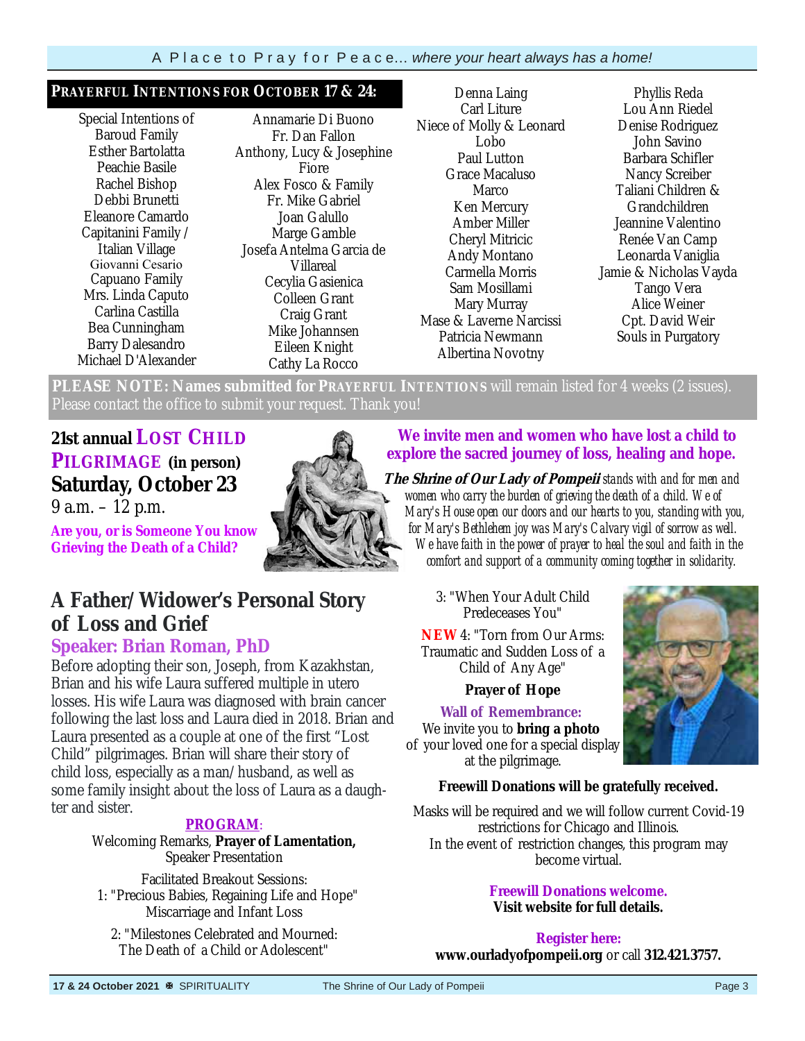## PRAYERFUL INTENTIONS FOR OCTOBER 17 & 24:

Special Intentions of Baroud Family
Esther Bartolatta
Peachie Basile
Rachel Bishop
Debbi Brunetti
Eleanore Camardo
Capitanini Family / Italian Village
Giovanni Cesario
Capuano Family
Mrs. Linda Caputo
Carlina Castilla
Bea Cunningham
Barry Dalesandro
Michael D'Alexander
Annamarie Di Buono
Fr. Dan Fallon
Anthony, Lucy & Josephine Fiore
Alex Fosco & Family
Fr. Mike Gabriel
Joan Galullo
Marge Gamble
Josefa Antelma Garcia de Villareal
Cecylia Gasienica
Colleen Grant
Craig Grant
Mike Johannsen
Eileen Knight
Cathy La Rocco
Denna Laing
Carl Liture
Niece of Molly & Leonard Lobo
Paul Lutton
Grace Macaluso
Marco
Ken Mercury
Amber Miller
Cheryl Mitricic
Andy Montano
Carmella Morris
Sam Mosillami
Mary Murray
Mase & Laverne Narcissi
Patricia Newmann
Albertina Novotny
Phyllis Reda
Lou Ann Riedel
Denise Rodriguez
John Savino
Barbara Schifler
Nancy Screiber
Taliani Children & Grandchildren
Jeannine Valentino
Renée Van Camp
Leonarda Vaniglia
Jamie & Nicholas Vayda
Tango Vera
Alice Weiner
Cpt. David Weir
Souls in Purgatory

**PLEASE NOTE: Names submitted for PRAYERFUL INTENTIONS** will remain listed for 4 weeks (2 issues). Please contact the office to submit your request. Thank you!

## 21st annual LOST CHILD PILGRIMAGE (in person)

**Saturday, October 23**

9 a.m. – 12 p.m.

**Are you, or is Someone You know Grieving the Death of a Child?**

**We invite men and women who have lost a child to explore the sacred journey of loss, healing and hope.**

***The Shrine of Our Lady of Pompeii*** *stands with and for men and women who carry the burden of grieving the death of a child. We of Mary's House open our doors and our hearts to you, standing with you, for Mary's Bethlehem joy was Mary's Calvary vigil of sorrow as well. We have faith in the power of prayer to heal the soul and faith in the comfort and support of a community coming together in solidarity.*

## A Father/Widower's Personal Story of Loss and Grief

### Speaker: Brian Roman, PhD

Before adopting their son, Joseph, from Kazakhstan, Brian and his wife Laura suffered multiple in utero losses. His wife Laura was diagnosed with brain cancer following the last loss and Laura died in 2018. Brian and Laura presented as a couple at one of the first "Lost Child" pilgrimages. Brian will share their story of child loss, especially as a man/husband, as well as some family insight about the loss of Laura as a daughter and sister.

**PROGRAM**:

Welcoming Remarks, **Prayer of Lamentation,** Speaker Presentation

Facilitated Breakout Sessions:

1: "Precious Babies, Regaining Life and Hope" Miscarriage and Infant Loss

2: "Milestones Celebrated and Mourned: The Death of a Child or Adolescent"

3: "When Your Adult Child Predeceases You"

**NEW** 4: "Torn from Our Arms: Traumatic and Sudden Loss of a Child of Any Age"

**Prayer of Hope**

**Wall of Remembrance:**
We invite you to **bring a photo** of your loved one for a special display at the pilgrimage.

**Freewill Donations will be gratefully received.**

Masks will be required and we will follow current Covid-19 restrictions for Chicago and Illinois.
In the event of restriction changes, this program may become virtual.

**Freewill Donations welcome.**
**Visit website for full details.**

**Register here:**
**www.ourladyofpompeii.org** or call **312.421.3757.**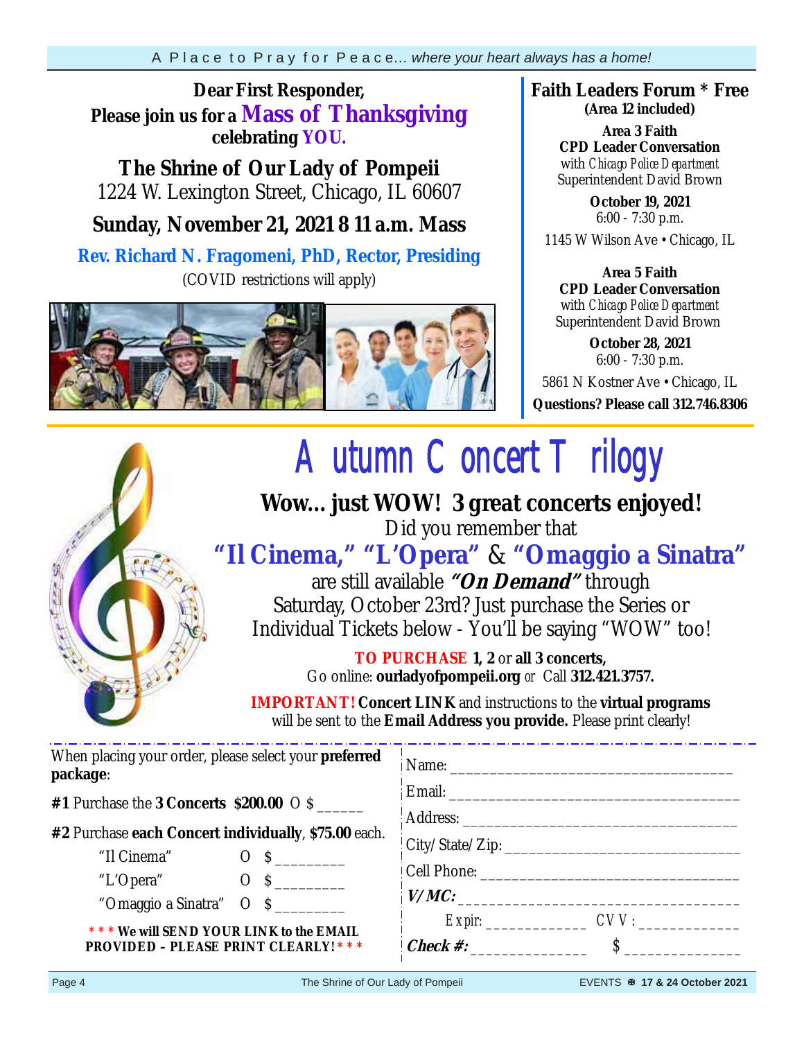Dear First Responder,
Please join us for a **Mass of Thanksgiving** celebrating **YOU.**

## The Shrine of Our Lady of Pompeii

1224 W. Lexington Street, Chicago, IL 60607

**Sunday, November 21, 2021 8 11 a.m. Mass**

**Rev. Richard N. Fragomeni, PhD, Rector, Presiding**

(COVID restrictions will apply)

## Faith Leaders Forum * Free

**(Area 12 included)**

**Area 3 Faith CPD Leader Conversation**
with *Chicago Police Department* Superintendent David Brown

**October 19, 2021**
6:00 - 7:30 p.m.

1145 W Wilson Ave • Chicago, IL

**Area 5 Faith CPD Leader Conversation**
with *Chicago Police Department* Superintendent David Brown

**October 28, 2021**
6:00 - 7:30 p.m.

5861 N Kostner Ave • Chicago, IL

**Questions? Please call 312.746.8306**

# Autumn Concert Trilogy

**Wow... just WOW! 3 great concerts enjoyed!**

Did you remember that **"Il Cinema," "L'Opera"** & **"Omaggio a Sinatra"** are still available ***"On Demand"*** through Saturday, October 23rd? Just purchase the Series or Individual Tickets below - You'll be saying "WOW" too!

**TO PURCHASE 1, 2** or **all 3 concerts,**
Go online: **ourladyofpompeii.org** *or* Call **312.421.3757.**

**IMPORTANT! Concert LINK** and instructions to the **virtual programs** will be sent to the **Email Address you provide.** Please print clearly!

When placing your order, please select your **preferred package**:

**#1** Purchase the **3 Concerts** **$200.00** O $ ______

**#2** Purchase **each Concert individually**, **$75.00** each.

- "Il Cinema" O $ ________
- "L'Opera" O $ ________
- "Omaggio a Sinatra" O $ ________

*** **We will SEND YOUR LINK to the EMAIL PROVIDED – PLEASE PRINT CLEARLY!** ***

Name: ________________________________

Email: ________________________________

Address: ________________________________

City/State/Zip: ________________________________

Cell Phone: ________________________________

***V/MC:*** ________________________________

*Expir:* ____________ *CVV:* ____________

***Check #:*** ____________ $ ____________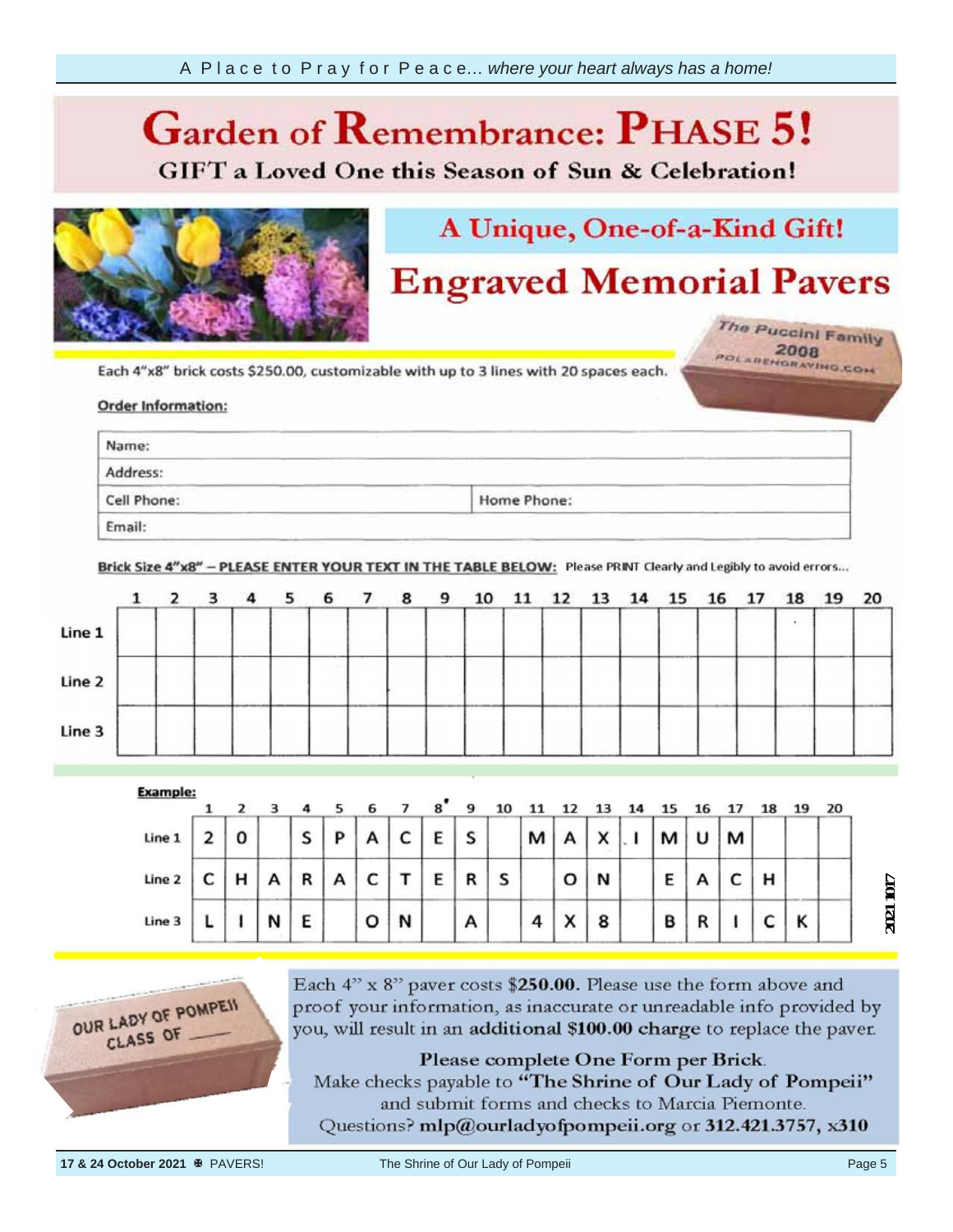# Garden of Remembrance: PHASE 5!

**GIFT a Loved One this Season of Sun & Celebration!**

## A Unique, One-of-a-Kind Gift!

# Engraved Memorial Pavers

The Puccini Family
2008
POLARENGRAVING.COM

Each 4"x8" brick costs $250.00, customizable with up to 3 lines with 20 spaces each.

**Order Information:**

| Name: | |
|---|---|
| Address: | |
| Cell Phone: | Home Phone: |
| Email: | |

**Brick Size 4"x8" – PLEASE ENTER YOUR TEXT IN THE TABLE BELOW:** Please PRINT Clearly and Legibly to avoid errors...

| | 1 | 2 | 3 | 4 | 5 | 6 | 7 | 8 | 9 | 10 | 11 | 12 | 13 | 14 | 15 | 16 | 17 | 18 | 19 | 20 |
|---|---|---|---|---|---|---|---|---|---|---|---|---|---|---|---|---|---|---|---|---|
| Line 1 | | | | | | | | | | | | | | | | | | | | |
| Line 2 | | | | | | | | | | | | | | | | | | | | |
| Line 3 | | | | | | | | | | | | | | | | | | | | |

**Example:**

| | 1 | 2 | 3 | 4 | 5 | 6 | 7 | 8 | 9 | 10 | 11 | 12 | 13 | 14 | 15 | 16 | 17 | 18 | 19 | 20 |
|---|---|---|---|---|---|---|---|---|---|---|---|---|---|---|---|---|---|---|---|---|
| Line 1 | 2 | 0 | | S | P | A | C | E | S | | M | A | X | . I | M | U | M | | | |
| Line 2 | C | H | A | R | A | C | T | E | R | S | | O | N | | E | A | C | H | | |
| Line 3 | L | I | N | E | | O | N | | A | | 4 | X | 8 | | B | R | I | C | K | |

2021 1017

OUR LADY OF POMPEII
CLASS OF ____

Each 4" x 8" paver costs **$250.00.** Please use the form above and proof your information, as inaccurate or unreadable info provided by you, will result in an **additional $100.00 charge** to replace the paver.

**Please complete One Form per Brick.**
Make checks payable to **"The Shrine of Our Lady of Pompeii"** and submit forms and checks to Marcia Piemonte.
Questions? **mlp@ourladyofpompeii.org** or **312.421.3757, x310**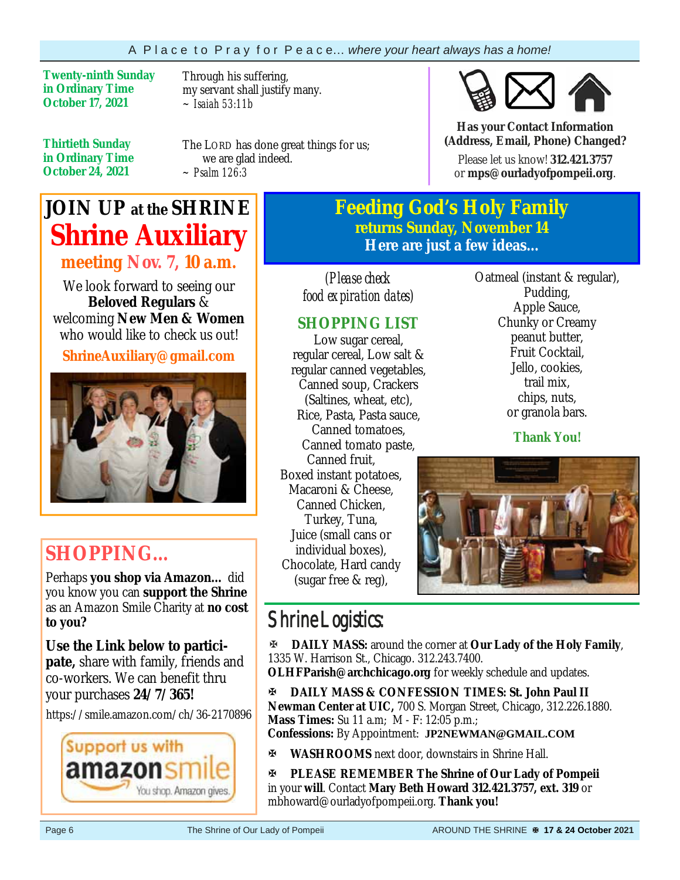**Twenty-ninth Sunday in Ordinary Time October 17, 2021**

Through his suffering,
my servant shall justify many.
~ *Isaiah 53:11b*

**Thirtieth Sunday in Ordinary Time October 24, 2021**

The LORD has done great things for us;
we are glad indeed.
~ *Psalm 126:3*

**Has your Contact Information (Address, Email, Phone) Changed?**

Please let us know! **312.421.3757** or **mps@ourladyofpompeii.org**.

## JOIN UP at the SHRINE

## Shrine Auxiliary

### meeting Nov. 7, 10 a.m.

We look forward to seeing our **Beloved Regulars** & welcoming **New Men & Women** who would like to check us out!

**ShrineAuxiliary@gmail.com**

## Feeding God's Holy Family

### returns Sunday, November 14

### Here are just a few ideas...

*(Please check food expiration dates)*

### SHOPPING LIST

Low sugar cereal, regular cereal, Low salt & regular canned vegetables, Canned soup, Crackers (Saltines, wheat, etc), Rice, Pasta, Pasta sauce, Canned tomatoes, Canned tomato paste, Canned fruit, Boxed instant potatoes, Macaroni & Cheese, Canned Chicken, Turkey, Tuna, Juice (small cans or individual boxes), Chocolate, Hard candy (sugar free & reg), Oatmeal (instant & regular), Pudding, Apple Sauce, Chunky or Creamy peanut butter, Fruit Cocktail, Jello, cookies, trail mix, chips, nuts, or granola bars.

**Thank You!**

## SHOPPING...

Perhaps **you shop via Amazon...** did you know you can **support the Shrine** as an Amazon Smile Charity at **no cost to you?**

**Use the Link below to participate,** share with family, friends and co-workers. We can benefit thru your purchases **24/7/365!**

https://smile.amazon.com/ch/36-2170896

Support us with amazonsmile — You shop. Amazon gives.

## Shrine Logistics:

✠ **DAILY MASS:** around the corner at **Our Lady of the Holy Family**, 1335 W. Harrison St., Chicago. 312.243.7400. **OLHFParish@archchicago.org** for weekly schedule and updates.

✠ **DAILY MASS & CONFESSION TIMES: St. John Paul II Newman Center at UIC,** 700 S. Morgan Street, Chicago, 312.226.1880. **Mass Times:** Su 11 a.m; M - F: 12:05 p.m.; **Confessions:** By Appointment: **JP2NEWMAN@GMAIL.COM**

✠ **WASHROOMS** next door, downstairs in Shrine Hall.

✠ **PLEASE REMEMBER The Shrine of Our Lady of Pompeii** in your **will**. Contact **Mary Beth Howard 312.421.3757, ext. 319** or mbhoward@ourladyofpompeii.org. **Thank you!**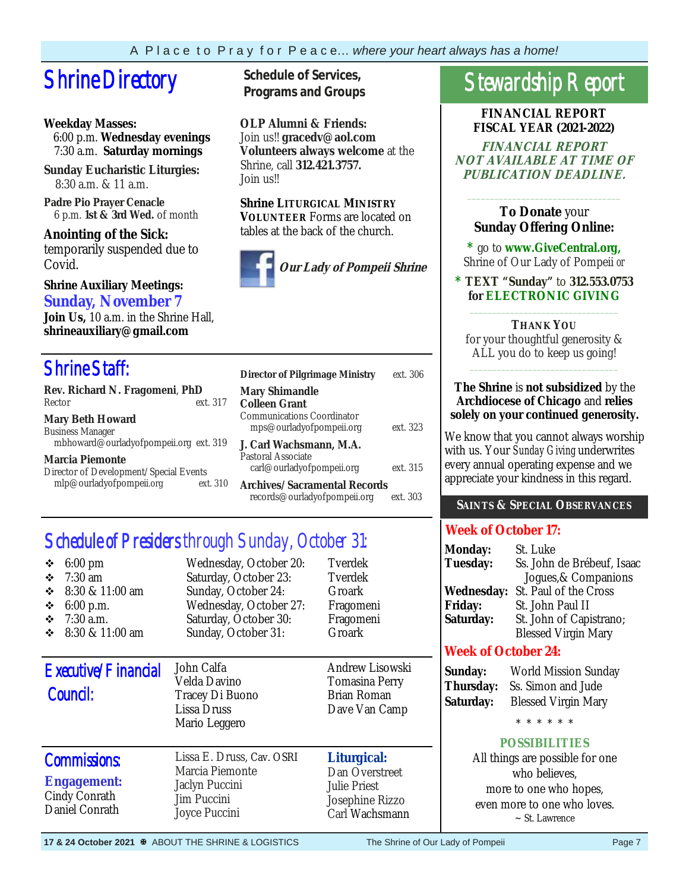# Shrine Directory

**Weekday Masses:**
6:00 p.m. **Wednesday evenings**
7:30 a.m. **Saturday mornings**

**Sunday Eucharistic Liturgies:**
8:30 a.m. & 11 a.m.

**Padre Pio Prayer Cenacle**
6 p.m. **1st & 3rd Wed.** of month

**Anointing of the Sick:**
temporarily suspended due to Covid.

**Shrine Auxiliary Meetings:**
**Sunday, November 7**
**Join Us,** 10 a.m. in the Shrine Hall,
**shrineauxiliary@gmail.com**

## Schedule of Services, Programs and Groups

**OLP Alumni & Friends:**
Join us!! **gracedv@aol.com**
**Volunteers always welcome** at the Shrine, call **312.421.3757.**
Join us!!

**Shrine LITURGICAL MINISTRY VOLUNTEER** Forms are located on tables at the back of the church.

***Our Lady of Pompeii Shrine***

# Shrine Staff:

**Rev. Richard N. Fragomeni**, **PhD**
Rector — ext. 317

**Mary Beth Howard**
Business Manager
mbhoward@ourladyofpompeii.org — ext. 319

**Marcia Piemonte**
Director of Development/Special Events
mlp@ourladyofpompeii.org — ext. 310

**Director of Pilgrimage Ministry** — ext. 306
**Mary Shimandle**

**Colleen Grant**
Communications Coordinator
mps@ourladyofpompeii.org — ext. 323

**J. Carl Wachsmann, M.A.**
Pastoral Associate
carl@ourladyofpompeii.org — ext. 315

**Archives/Sacramental Records**
records@ourladyofpompeii.org — ext. 303

# Schedule of Presiders through Sunday, October 31:

| Time | Date | Presider |
|---|---|---|
| 6:00 pm | Wednesday, October 20: | Tverdek |
| 7:30 am | Saturday, October 23: | Tverdek |
| 8:30 & 11:00 am | Sunday, October 24: | Groark |
| 6:00 p.m. | Wednesday, October 27: | Fragomeni |
| 7:30 a.m. | Saturday, October 30: | Fragomeni |
| 8:30 & 11:00 am | Sunday, October 31: | Groark |

# Executive/Financial Council:

John Calfa
Velda Davino
Tracey Di Buono
Lissa Druss
Mario Leggero
Andrew Lisowski
Tomasina Perry
Brian Roman
Dave Van Camp

# Commissions:

**Engagement:**
Cindy Conrath
Daniel Conrath
Lissa E. Druss, Cav. OSRI
Marcia Piemonte
Jaclyn Puccini
Jim Puccini
Joyce Puccini

**Liturgical:**
Dan Overstreet
Julie Priest
Josephine Rizzo
Carl Wachsmann

# Stewardship Report

**FINANCIAL REPORT**
**FISCAL YEAR (2021-2022)**

***FINANCIAL REPORT NOT AVAILABLE AT TIME OF PUBLICATION DEADLINE.***

---

**To Donate** your **Sunday Offering Online:**

\* go to **www.GiveCentral.org,** Shrine of Our Lady of Pompeii *or*

\* **TEXT "Sunday"** to **312.553.0753 for ELECTRONIC GIVING**

---

**THANK YOU**
for your thoughtful generosity & ALL you do to keep us going!

---

**The Shrine** is **not subsidized** by the **Archdiocese of Chicago** and **relies solely on your continued generosity.**

We know that you cannot always worship with us. Your *Sunday Giving* underwrites every annual operating expense and we appreciate your kindness in this regard.

## SAINTS & SPECIAL OBSERVANCES

**Week of October 17:**

**Monday:** St. Luke
**Tuesday:** Ss. John de Brébeuf, Isaac Jogues,& Companions
**Wednesday:** St. Paul of the Cross
**Friday:** St. John Paul II
**Saturday:** St. John of Capistrano; Blessed Virgin Mary

**Week of October 24:**

**Sunday:** World Mission Sunday
**Thursday:** Ss. Simon and Jude
**Saturday:** Blessed Virgin Mary

\* \* \* \* \* \*

**POSSIBILITIES**
All things are possible for one who believes,
more to one who hopes,
even more to one who loves.
~ St. Lawrence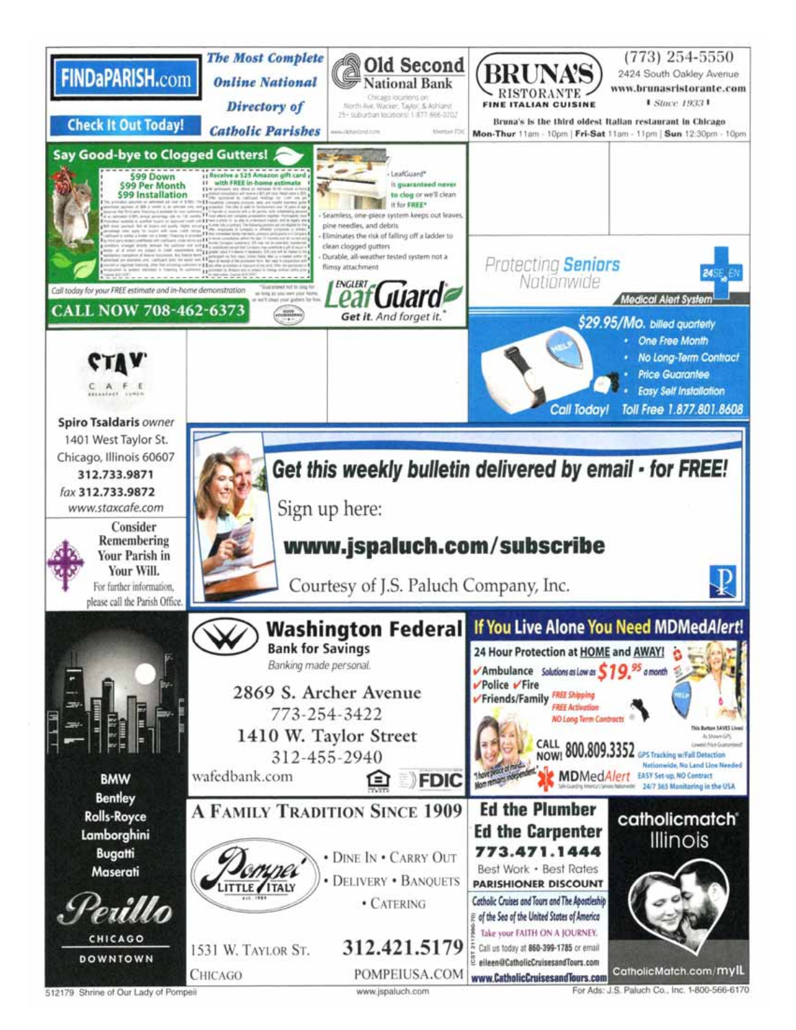**FINDaPARISH.com**

Check It Out Today!

*The Most Complete Online National Directory of Catholic Parishes*

**Old Second National Bank**

Chicago locations on: North Ave, Wacker, Taylor, & Ashland

25+ suburban locations! 1-877-866-0202

**BRUNA'S RISTORANTE**

FINE ITALIAN CUISINE

(773) 254-5550

2424 South Oakley Avenue

www.brunasristorante.com

Since 1933

Bruna's is the third oldest Italian restaurant in Chicago

Mon-Thur 11am - 10pm | Fri-Sat 11am - 11pm | Sun 12:30pm - 10pm

**Say Good-bye to Clogged Gutters!**

$99 Down
$99 Per Month
$99 Installation

Receive a $25 Amazon gift card with FREE in-home estimate

- LeafGuard® is guaranteed never to clog or we'll clean it for FREE*
- Seamless, one-piece system keeps out leaves, pine needles, and debris
- Eliminates the risk of falling off a ladder to clean clogged gutters
- Durable, all-weather tested system not a flimsy attachment

Call today for your FREE estimate and in-home demonstration

CALL NOW 708-462-6373

*Guaranteed not to clog for as long as you own your home, or we'll clean your gutters for free.

ENGLERT LeafGuard — Get it. And forget it.

**STAX CAFE**

BREAKFAST LUNCH

Spiro Tsaldaris *owner*

1401 West Taylor St.

Chicago, Illinois 60607

312.733.9871

*fax* 312.733.9872

www.staxcafe.com

**Protecting Seniors Nationwide**

24SEVEN Medical Alert System

$29.95/Mo. billed quarterly

- One Free Month
- No Long-Term Contract
- Price Guarantee
- Easy Self Installation

Call Today! Toll Free 1.877.801.8608

**Get this weekly bulletin delivered by email - for FREE!**

Sign up here:

**www.jspaluch.com/subscribe**

Courtesy of J.S. Paluch Company, Inc.

**Consider Remembering Your Parish in Your Will.**

For further information, please call the Parish Office.

BMW
Bentley
Rolls-Royce
Lamborghini
Bugatti
Maserati

**Perillo**

CHICAGO DOWNTOWN

**Washington Federal**

Bank for Savings

*Banking made personal.*

2869 S. Archer Avenue

773-254-3422

1410 W. Taylor Street

312-455-2940

wafedbank.com

FDIC

**If You Live Alone You Need MDMedAlert!**

24 Hour Protection at HOME and AWAY!

✓Ambulance ✓Police ✓Fire ✓Friends/Family

Solutions as Low as $19.95 a month

FREE Shipping
FREE Activation
NO Long Term Contracts

CALL NOW! 800.809.3352

GPS Tracking w/Fall Detection

Nationwide, No Land Line Needed

EASY Set-up, NO Contract

24/7 365 Monitoring in the USA

"I have peace of mind... Mom remains independent."

MDMedAlert

**A FAMILY TRADITION SINCE 1909**

**Pompei** LITTLE ITALY

- DINE IN • CARRY OUT
- DELIVERY • BANQUETS
- CATERING

1531 W. TAYLOR ST.

CHICAGO

312.421.5179

POMPEIUSA.COM

**Ed the Plumber**

**Ed the Carpenter**

773.471.1444

Best Work • Best Rates

PARISHIONER DISCOUNT

**catholicmatch® Illinois**

CatholicMatch.com/myIL

Catholic Cruises and Tours and The Apostleship of the Sea of the United States of America

Take your FAITH ON A JOURNEY.

Call us today at 860-399-1785 or email eileen@CatholicCruisesandTours.com

www.CatholicCruisesandTours.com

(CST 2117990-70)

512179 Shrine of Our Lady of Pompeii

www.jspaluch.com

For Ads: J.S. Paluch Co., Inc. 1-800-566-6170